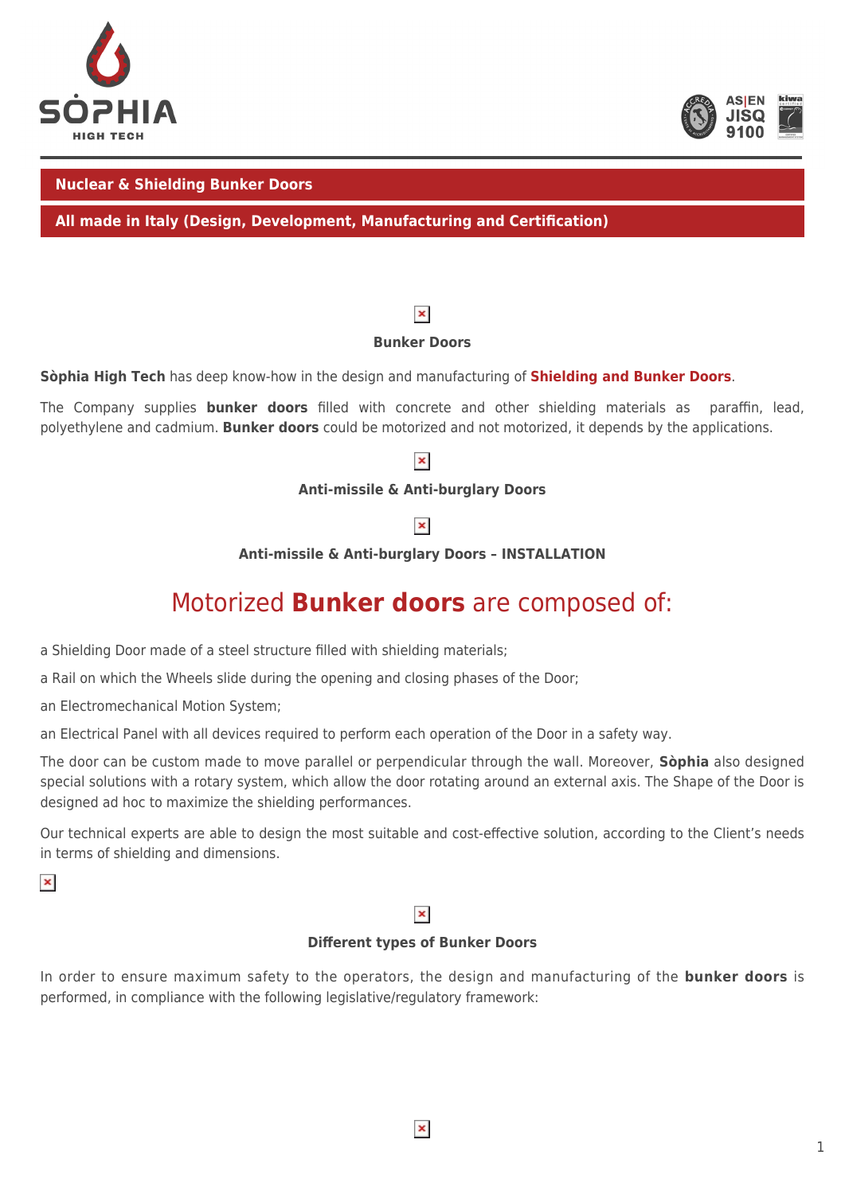**Nuclear & Shielding Bunker Doors**

**All made in Italy (Design, Development, Manufacturing and Certification)**

**Bunker Doors**

**Sòphia High Tech** has deep know-how in the design and manufacturing of **Shielding and Bunker Doors**.

The Company supplies **bunker doors** filled with concrete and other shielding materials as paraffin, lead, polyethylene and cadmium. **Bunker doors** could be motorized and not motorized, it depends by the applications.

**Anti-missile & Anti-burglary Doors**

**Anti-missile & Anti-burglary Doors – INSTALLATION**

# Motorized **Bunker doors** are composed of:

a Shielding Door made of a steel structure filled with shielding materials;

a Rail on which the Wheels slide during the opening and closing phases of the Door;

an Electromechanical Motion System;

an Electrical Panel with all devices required to perform each operation of the Door in a safety way.

The door can be custom made to move parallel or perpendicular through the wall. Moreover, **Sòphia** also designed special solutions with a rotary system, which allow the door rotating around an external axis. The Shape of the Door is designed ad hoc to maximize the shielding performances.

Our technical experts are able to design the most suitable and cost-effective solution, according to the Client's needs in terms of shielding and dimensions.

**Different types of Bunker Doors**

In order to ensure maximum safety to the operators, the design and manufacturing of the **bunker doors** is performed, in compliance with the following legislative/regulatory framework: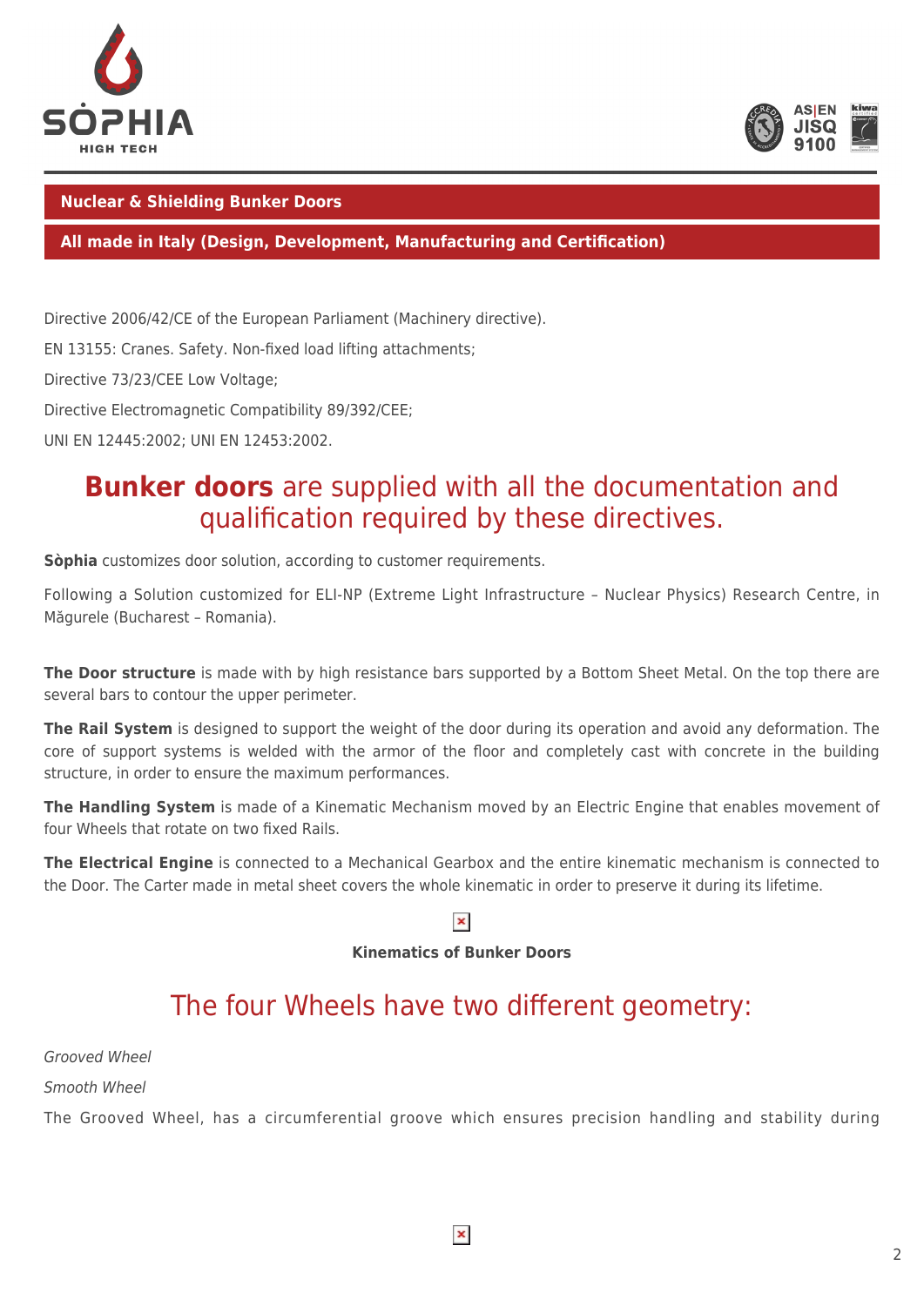**Nuclear & Shielding Bunker Doors**

**All made in Italy (Design, Development, Manufacturing and Certification)**

Directive 2006/42/CE of the European Parliament (Machinery directive).

EN 13155: Cranes. Safety. Non-fixed load lifting attachments;

Directive 73/23/CEE Low Voltage;

Directive Electromagnetic Compatibility 89/392/CEE;

UNI EN 12445:2002; UNI EN 12453:2002.

## **Bunker doors** are supplied with all the documentation and qualification required by these directives.

**Sòphia** customizes door solution, according to customer requirements.

Following a Solution customized for ELI-NP (Extreme Light Infrastructure – Nuclear Physics) Research Centre, in Măgurele (Bucharest – Romania).

**The Door structure** is made with by high resistance bars supported by a Bottom Sheet Metal. On the top there are several bars to contour the upper perimeter.

**The Rail System** is designed to support the weight of the door during its operation and avoid any deformation. The core of support systems is welded with the armor of the floor and completely cast with concrete in the building structure, in order to ensure the maximum performances.

**The Handling System** is made of a Kinematic Mechanism moved by an Electric Engine that enables movement of four Wheels that rotate on two fixed Rails.

**The Electrical Engine** is connected to a Mechanical Gearbox and the entire kinematic mechanism is connected to the Door. The Carter made in metal sheet covers the whole kinematic in order to preserve it during its lifetime.

**Kinematics of Bunker Doors**

## The four Wheels have two different geometry:

*Grooved Wheel*

*Smooth Wheel*

The Grooved Wheel, has a circumferential groove which ensures precision handling and stability during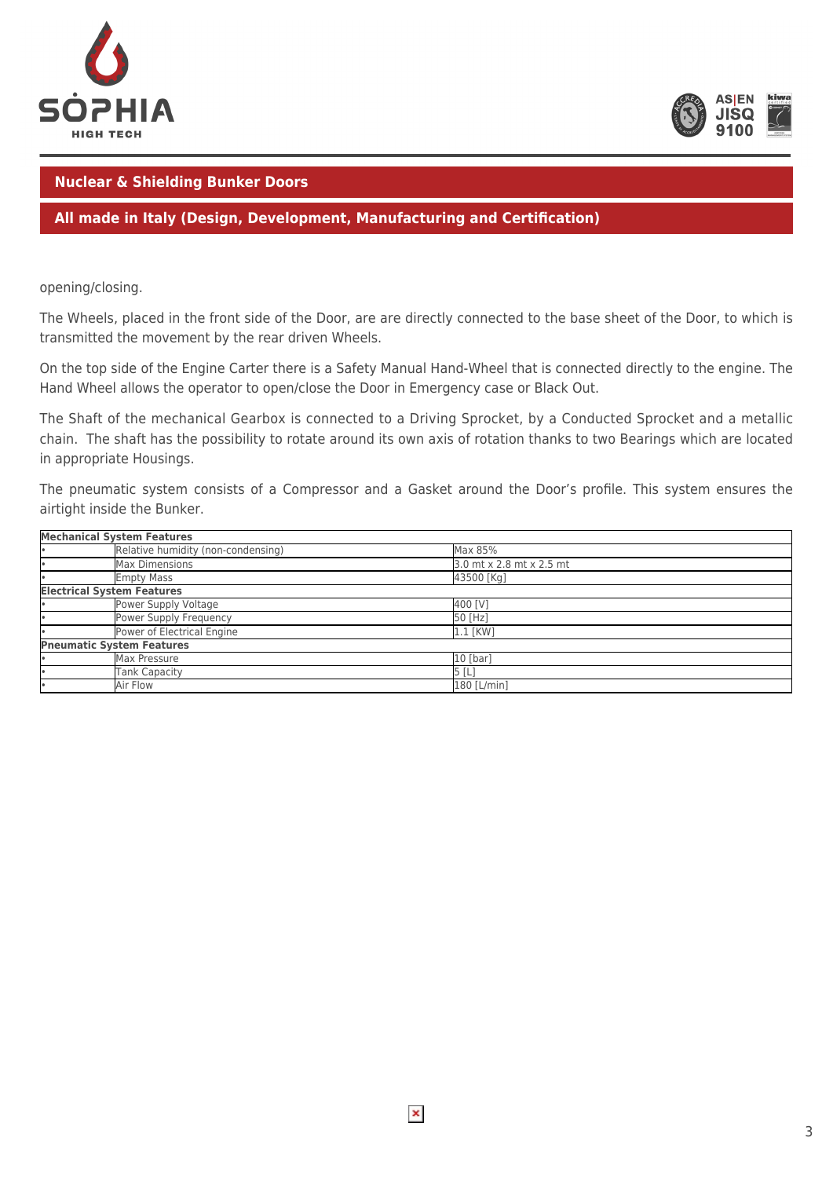opening/closing.

The Wheels, placed in the front side of the Door, are are directly connected to the base sheet of the Door, to which is transmitted the movement by the rear driven Wheels.

On the top side of the Engine Carter there is a Safety Manual Hand-Wheel that is connected directly to the engine. The Hand Wheel allows the operator to open/close the Door in Emergency case or Black Out.

The Shaft of the mechanical Gearbox is connected to a Driving Sprocket, by a Conducted Sprocket and a metallic chain.  The shaft has the possibility to rotate around its own axis of rotation thanks to two Bearings which are located in appropriate Housings.

The pneumatic system consists of a Compressor and a Gasket around the Door's profile. This system ensures the airtight inside the Bunker.

| | | |
|---|---|---|
| **Mechanical System Features** | | |
| • | Relative humidity (non-condensing) | Max 85% |
| • | Max Dimensions | 3.0 mt x 2.8 mt x 2.5 mt |
| • | Empty Mass | 43500 [Kg] |
| **Electrical System Features** | | |
| • | Power Supply Voltage | 400 [V] |
| • | Power Supply Frequency | 50 [Hz] |
| • | Power of Electrical Engine | 1.1 [KW] |
| **Pneumatic System Features** | | |
| • | Max Pressure | 10 [bar] |
| • | Tank Capacity | 5 [L] |
| • | Air Flow | 180 [L/min] |